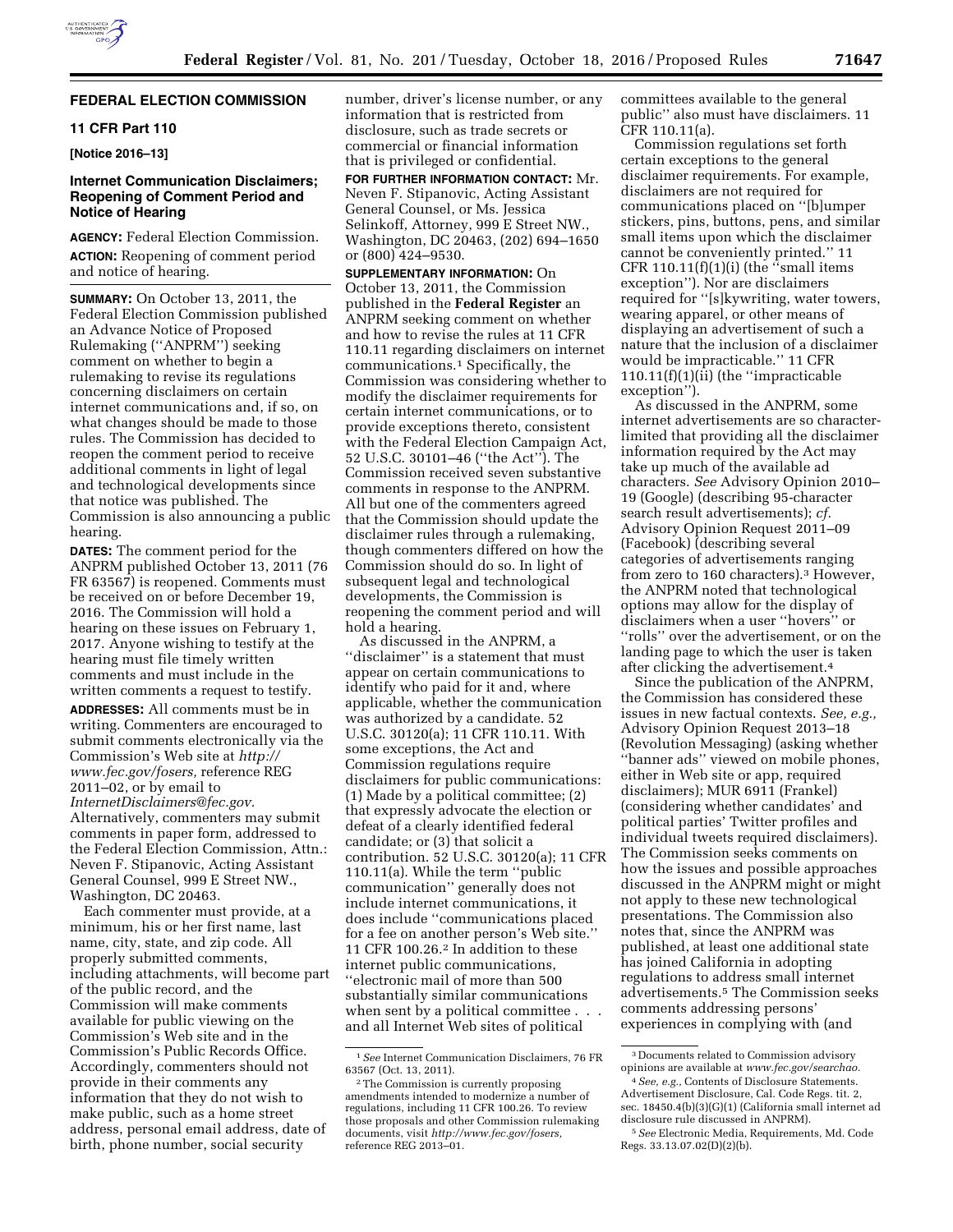## FEDERAL ELECTION COMMISSION

### 11 CFR Part 110

**[Notice 2016–13]**

### Internet Communication Disclaimers; Reopening of Comment Period and Notice of Hearing

**AGENCY:** Federal Election Commission.

**ACTION:** Reopening of comment period and notice of hearing.

**SUMMARY:** On October 13, 2011, the Federal Election Commission published an Advance Notice of Proposed Rulemaking ("ANPRM") seeking comment on whether to begin a rulemaking to revise its regulations concerning disclaimers on certain internet communications and, if so, on what changes should be made to those rules. The Commission has decided to reopen the comment period to receive additional comments in light of legal and technological developments since that notice was published. The Commission is also announcing a public hearing.

**DATES:** The comment period for the ANPRM published October 13, 2011 (76 FR 63567) is reopened. Comments must be received on or before December 19, 2016. The Commission will hold a hearing on these issues on February 1, 2017. Anyone wishing to testify at the hearing must file timely written comments and must include in the written comments a request to testify.

**ADDRESSES:** All comments must be in writing. Commenters are encouraged to submit comments electronically via the Commission's Web site at *http://www.fec.gov/fosers,* reference REG 2011–02, or by email to *InternetDisclaimers@fec.gov.* Alternatively, commenters may submit comments in paper form, addressed to the Federal Election Commission, Attn.: Neven F. Stipanovic, Acting Assistant General Counsel, 999 E Street NW., Washington, DC 20463.

Each commenter must provide, at a minimum, his or her first name, last name, city, state, and zip code. All properly submitted comments, including attachments, will become part of the public record, and the Commission will make comments available for public viewing on the Commission's Web site and in the Commission's Public Records Office. Accordingly, commenters should not provide in their comments any information that they do not wish to make public, such as a home street address, personal email address, date of birth, phone number, social security number, driver's license number, or any information that is restricted from disclosure, such as trade secrets or commercial or financial information that is privileged or confidential.

**FOR FURTHER INFORMATION CONTACT:** Mr. Neven F. Stipanovic, Acting Assistant General Counsel, or Ms. Jessica Selinkoff, Attorney, 999 E Street NW., Washington, DC 20463, (202) 694–1650 or (800) 424–9530.

**SUPPLEMENTARY INFORMATION:** On October 13, 2011, the Commission published in the **Federal Register** an ANPRM seeking comment on whether and how to revise the rules at 11 CFR 110.11 regarding disclaimers on internet communications.[1] Specifically, the Commission was considering whether to modify the disclaimer requirements for certain internet communications, or to provide exceptions thereto, consistent with the Federal Election Campaign Act, 52 U.S.C. 30101–46 ("the Act"). The Commission received seven substantive comments in response to the ANPRM. All but one of the commenters agreed that the Commission should update the disclaimer rules through a rulemaking, though commenters differed on how the Commission should do so. In light of subsequent legal and technological developments, the Commission is reopening the comment period and will hold a hearing.

As discussed in the ANPRM, a "disclaimer" is a statement that must appear on certain communications to identify who paid for it and, where applicable, whether the communication was authorized by a candidate. 52 U.S.C. 30120(a); 11 CFR 110.11. With some exceptions, the Act and Commission regulations require disclaimers for public communications: (1) Made by a political committee; (2) that expressly advocate the election or defeat of a clearly identified federal candidate; or (3) that solicit a contribution. 52 U.S.C. 30120(a); 11 CFR 110.11(a). While the term "public communication" generally does not include internet communications, it does include "communications placed for a fee on another person's Web site." 11 CFR 100.26.[2] In addition to these internet public communications, "electronic mail of more than 500 substantially similar communications when sent by a political committee . . . and all Internet Web sites of political committees available to the general public" also must have disclaimers. 11 CFR 110.11(a).

Commission regulations set forth certain exceptions to the general disclaimer requirements. For example, disclaimers are not required for communications placed on "[b]umper stickers, pins, buttons, pens, and similar small items upon which the disclaimer cannot be conveniently printed." 11 CFR 110.11(f)(1)(i) (the "small items exception"). Nor are disclaimers required for "[s]kywriting, water towers, wearing apparel, or other means of displaying an advertisement of such a nature that the inclusion of a disclaimer would be impracticable." 11 CFR 110.11(f)(1)(ii) (the "impracticable exception").

As discussed in the ANPRM, some internet advertisements are so character-limited that providing all the disclaimer information required by the Act may take up much of the available ad characters. *See* Advisory Opinion 2010–19 (Google) (describing 95-character search result advertisements); *cf.* Advisory Opinion Request 2011–09 (Facebook) (describing several categories of advertisements ranging from zero to 160 characters).[3] However, the ANPRM noted that technological options may allow for the display of disclaimers when a user "hovers" or "rolls" over the advertisement, or on the landing page to which the user is taken after clicking the advertisement.[4]

Since the publication of the ANPRM, the Commission has considered these issues in new factual contexts. *See, e.g.,* Advisory Opinion Request 2013–18 (Revolution Messaging) (asking whether "banner ads" viewed on mobile phones, either in Web site or app, required disclaimers); MUR 6911 (Frankel) (considering whether candidates' and political parties' Twitter profiles and individual tweets required disclaimers). The Commission seeks comments on how the issues and possible approaches discussed in the ANPRM might or might not apply to these new technological presentations. The Commission also notes that, since the ANPRM was published, at least one additional state has joined California in adopting regulations to address small internet advertisements.[5] The Commission seeks comments addressing persons' experiences in complying with (and

---

[1] *See* Internet Communication Disclaimers, 76 FR 63567 (Oct. 13, 2011).

[2] The Commission is currently proposing amendments intended to modernize a number of regulations, including 11 CFR 100.26. To review those proposals and other Commission rulemaking documents, visit *http://www.fec.gov/fosers,* reference REG 2013–01.

[3] Documents related to Commission advisory opinions are available at *www.fec.gov/searchao.*

[4] *See, e.g.,* Contents of Disclosure Statements. Advertisement Disclosure, Cal. Code Regs. tit. 2, sec. 18450.4(b)(3)(G)(1) (California small internet ad disclosure rule discussed in ANPRM).

[5] *See* Electronic Media, Requirements, Md. Code Regs. 33.13.07.02(D)(2)(b).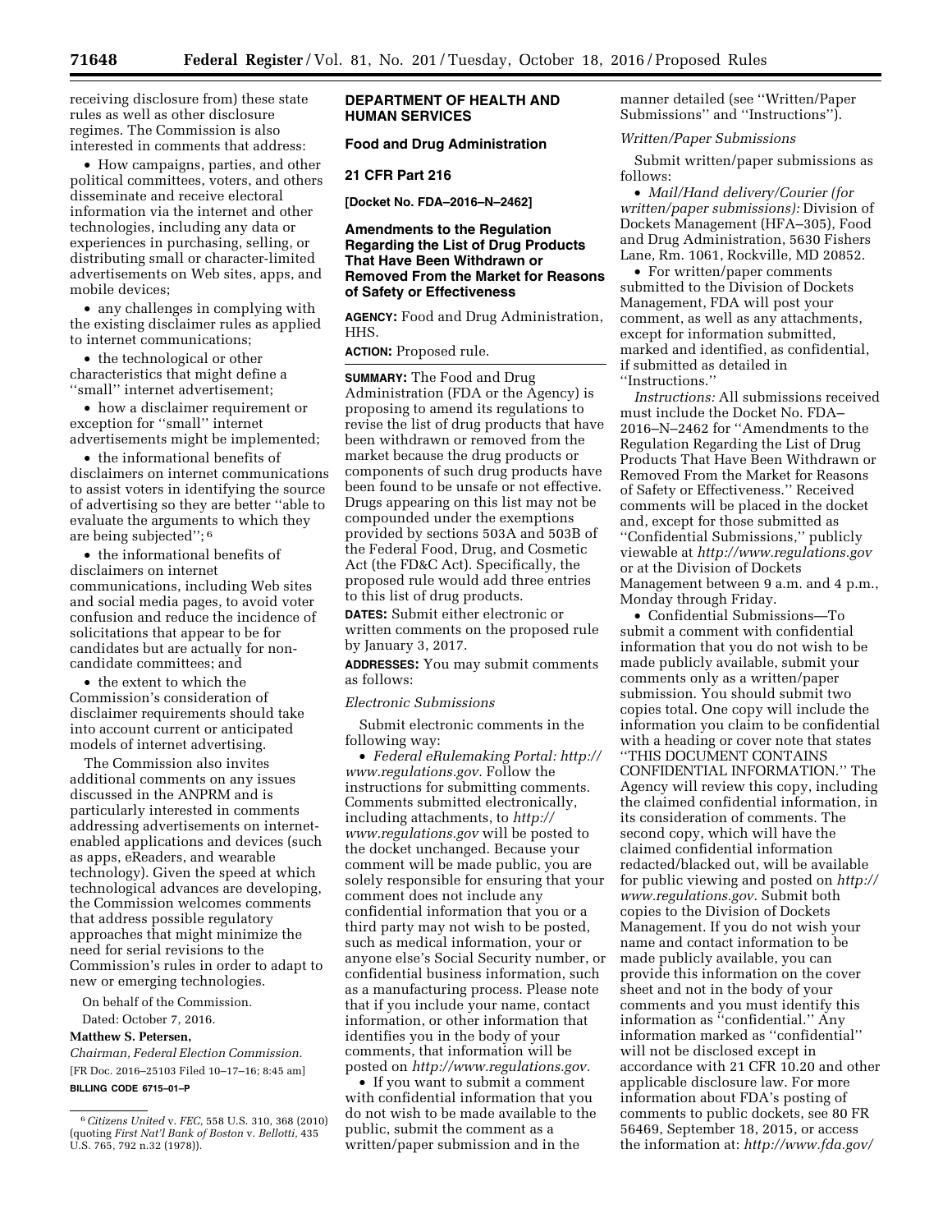receiving disclosure from) these state rules as well as other disclosure regimes. The Commission is also interested in comments that address:

- How campaigns, parties, and other political committees, voters, and others disseminate and receive electoral information via the internet and other technologies, including any data or experiences in purchasing, selling, or distributing small or character-limited advertisements on Web sites, apps, and mobile devices;
- any challenges in complying with the existing disclaimer rules as applied to internet communications;
- the technological or other characteristics that might define a ''small'' internet advertisement;
- how a disclaimer requirement or exception for ''small'' internet advertisements might be implemented;
- the informational benefits of disclaimers on internet communications to assist voters in identifying the source of advertising so they are better ''able to evaluate the arguments to which they are being subjected''; [6]
- the informational benefits of disclaimers on internet communications, including Web sites and social media pages, to avoid voter confusion and reduce the incidence of solicitations that appear to be for candidates but are actually for non-candidate committees; and
- the extent to which the Commission's consideration of disclaimer requirements should take into account current or anticipated models of internet advertising.

The Commission also invites additional comments on any issues discussed in the ANPRM and is particularly interested in comments addressing advertisements on internet-enabled applications and devices (such as apps, eReaders, and wearable technology). Given the speed at which technological advances are developing, the Commission welcomes comments that address possible regulatory approaches that might minimize the need for serial revisions to the Commission's rules in order to adapt to new or emerging technologies.

On behalf of the Commission.

Dated: October 7, 2016.

**Matthew S. Petersen,**

*Chairman, Federal Election Commission.*

[FR Doc. 2016–25103 Filed 10–17–16; 8:45 am]

**BILLING CODE 6715–01–P**

[6] *Citizens United* v. *FEC,* 558 U.S. 310, 368 (2010) (quoting *First Nat'l Bank of Boston* v. *Bellotti,* 435 U.S. 765, 792 n.32 (1978)).

## DEPARTMENT OF HEALTH AND HUMAN SERVICES

## Food and Drug Administration

## 21 CFR Part 216

**[Docket No. FDA–2016–N–2462]**

## Amendments to the Regulation Regarding the List of Drug Products That Have Been Withdrawn or Removed From the Market for Reasons of Safety or Effectiveness

**AGENCY:** Food and Drug Administration, HHS.

**ACTION:** Proposed rule.

**SUMMARY:** The Food and Drug Administration (FDA or the Agency) is proposing to amend its regulations to revise the list of drug products that have been withdrawn or removed from the market because the drug products or components of such drug products have been found to be unsafe or not effective. Drugs appearing on this list may not be compounded under the exemptions provided by sections 503A and 503B of the Federal Food, Drug, and Cosmetic Act (the FD&C Act). Specifically, the proposed rule would add three entries to this list of drug products.

**DATES:** Submit either electronic or written comments on the proposed rule by January 3, 2017.

**ADDRESSES:** You may submit comments as follows:

*Electronic Submissions*

Submit electronic comments in the following way:

- *Federal eRulemaking Portal: http://www.regulations.gov.* Follow the instructions for submitting comments. Comments submitted electronically, including attachments, to *http://www.regulations.gov* will be posted to the docket unchanged. Because your comment will be made public, you are solely responsible for ensuring that your comment does not include any confidential information that you or a third party may not wish to be posted, such as medical information, your or anyone else's Social Security number, or confidential business information, such as a manufacturing process. Please note that if you include your name, contact information, or other information that identifies you in the body of your comments, that information will be posted on *http://www.regulations.gov.*
- If you want to submit a comment with confidential information that you do not wish to be made available to the public, submit the comment as a written/paper submission and in the manner detailed (see ''Written/Paper Submissions'' and ''Instructions'').

*Written/Paper Submissions*

Submit written/paper submissions as follows:

- *Mail/Hand delivery/Courier (for written/paper submissions):* Division of Dockets Management (HFA–305), Food and Drug Administration, 5630 Fishers Lane, Rm. 1061, Rockville, MD 20852.
- For written/paper comments submitted to the Division of Dockets Management, FDA will post your comment, as well as any attachments, except for information submitted, marked and identified, as confidential, if submitted as detailed in ''Instructions.''

*Instructions:* All submissions received must include the Docket No. FDA–2016–N–2462 for ''Amendments to the Regulation Regarding the List of Drug Products That Have Been Withdrawn or Removed From the Market for Reasons of Safety or Effectiveness.'' Received comments will be placed in the docket and, except for those submitted as ''Confidential Submissions,'' publicly viewable at *http://www.regulations.gov* or at the Division of Dockets Management between 9 a.m. and 4 p.m., Monday through Friday.

- Confidential Submissions—To submit a comment with confidential information that you do not wish to be made publicly available, submit your comments only as a written/paper submission. You should submit two copies total. One copy will include the information you claim to be confidential with a heading or cover note that states ''THIS DOCUMENT CONTAINS CONFIDENTIAL INFORMATION.'' The Agency will review this copy, including the claimed confidential information, in its consideration of comments. The second copy, which will have the claimed confidential information redacted/blacked out, will be available for public viewing and posted on *http://www.regulations.gov.* Submit both copies to the Division of Dockets Management. If you do not wish your name and contact information to be made publicly available, you can provide this information on the cover sheet and not in the body of your comments and you must identify this information as ''confidential.'' Any information marked as ''confidential'' will not be disclosed except in accordance with 21 CFR 10.20 and other applicable disclosure law. For more information about FDA's posting of comments to public dockets, see 80 FR 56469, September 18, 2015, or access the information at: *http://www.fda.gov/*